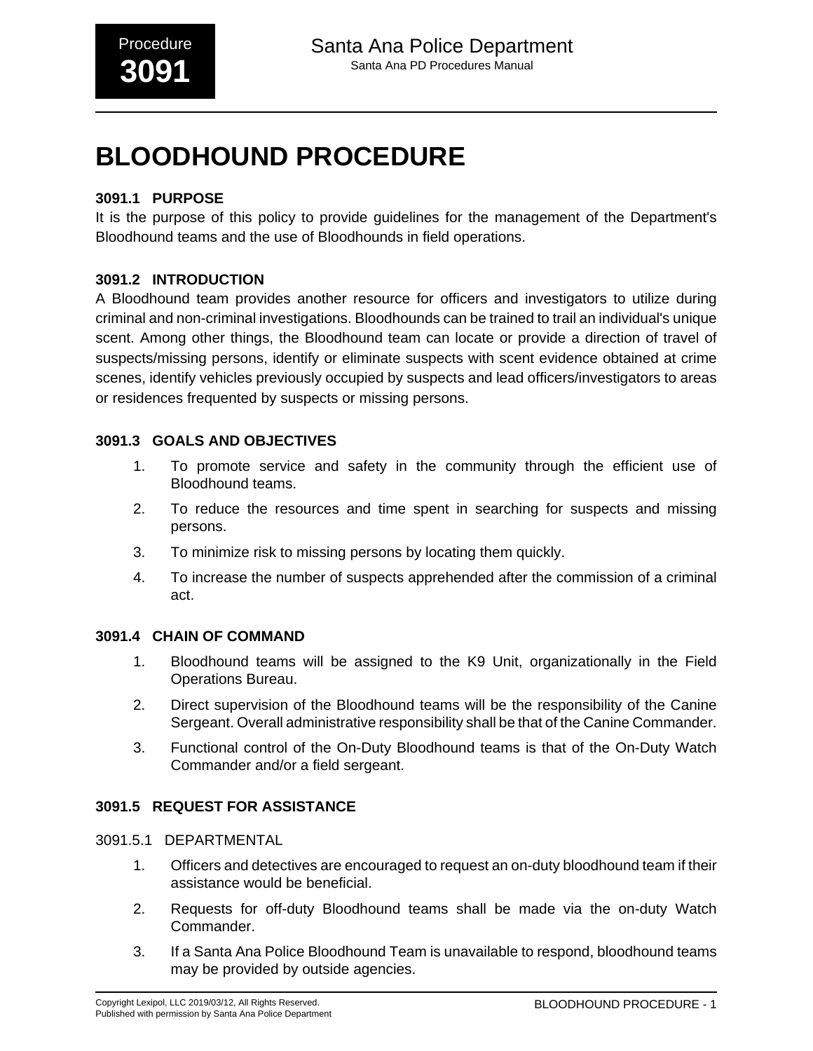# BLOODHOUND PROCEDURE

### 3091.1 PURPOSE

It is the purpose of this policy to provide guidelines for the management of the Department's Bloodhound teams and the use of Bloodhounds in field operations.

### 3091.2 INTRODUCTION

A Bloodhound team provides another resource for officers and investigators to utilize during criminal and non-criminal investigations. Bloodhounds can be trained to trail an individual's unique scent. Among other things, the Bloodhound team can locate or provide a direction of travel of suspects/missing persons, identify or eliminate suspects with scent evidence obtained at crime scenes, identify vehicles previously occupied by suspects and lead officers/investigators to areas or residences frequented by suspects or missing persons.

### 3091.3 GOALS AND OBJECTIVES

1. To promote service and safety in the community through the efficient use of Bloodhound teams.
2. To reduce the resources and time spent in searching for suspects and missing persons.
3. To minimize risk to missing persons by locating them quickly.
4. To increase the number of suspects apprehended after the commission of a criminal act.

### 3091.4 CHAIN OF COMMAND

1. Bloodhound teams will be assigned to the K9 Unit, organizationally in the Field Operations Bureau.
2. Direct supervision of the Bloodhound teams will be the responsibility of the Canine Sergeant. Overall administrative responsibility shall be that of the Canine Commander.
3. Functional control of the On-Duty Bloodhound teams is that of the On-Duty Watch Commander and/or a field sergeant.

### 3091.5 REQUEST FOR ASSISTANCE

#### 3091.5.1 DEPARTMENTAL

1. Officers and detectives are encouraged to request an on-duty bloodhound team if their assistance would be beneficial.
2. Requests for off-duty Bloodhound teams shall be made via the on-duty Watch Commander.
3. If a Santa Ana Police Bloodhound Team is unavailable to respond, bloodhound teams may be provided by outside agencies.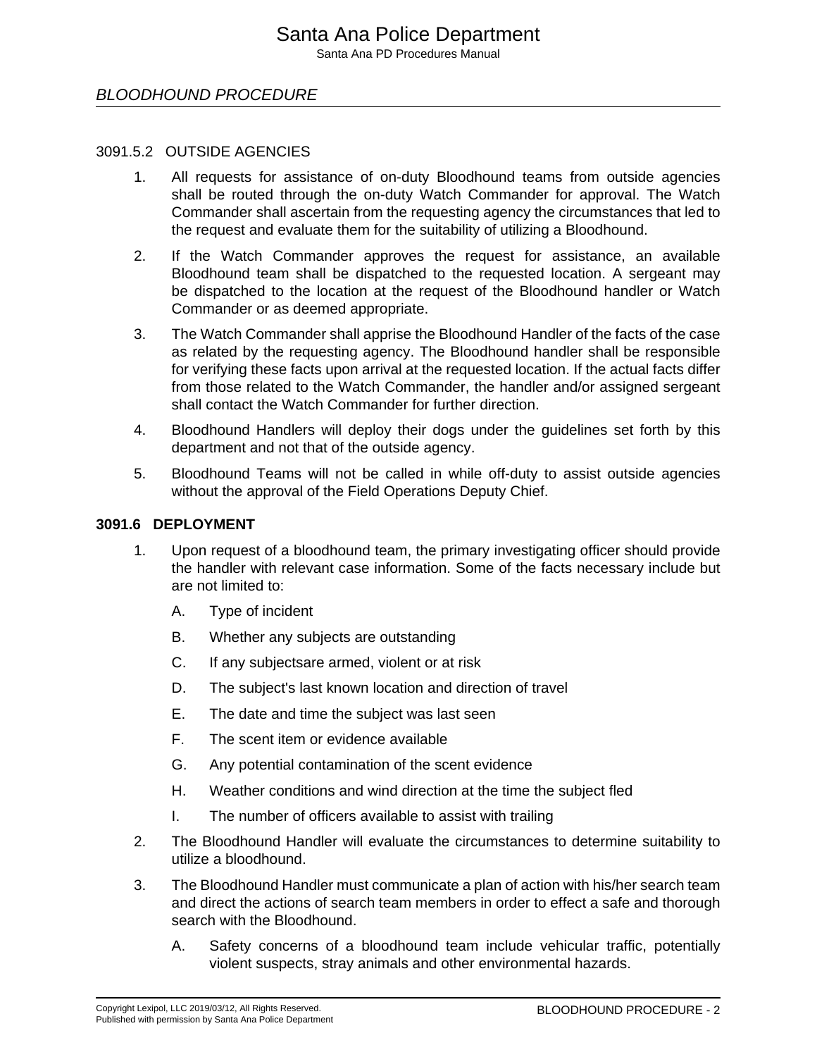### 3091.5.2 OUTSIDE AGENCIES

1. All requests for assistance of on-duty Bloodhound teams from outside agencies shall be routed through the on-duty Watch Commander for approval. The Watch Commander shall ascertain from the requesting agency the circumstances that led to the request and evaluate them for the suitability of utilizing a Bloodhound.

2. If the Watch Commander approves the request for assistance, an available Bloodhound team shall be dispatched to the requested location. A sergeant may be dispatched to the location at the request of the Bloodhound handler or Watch Commander or as deemed appropriate.

3. The Watch Commander shall apprise the Bloodhound Handler of the facts of the case as related by the requesting agency. The Bloodhound handler shall be responsible for verifying these facts upon arrival at the requested location. If the actual facts differ from those related to the Watch Commander, the handler and/or assigned sergeant shall contact the Watch Commander for further direction.

4. Bloodhound Handlers will deploy their dogs under the guidelines set forth by this department and not that of the outside agency.

5. Bloodhound Teams will not be called in while off-duty to assist outside agencies without the approval of the Field Operations Deputy Chief.

## 3091.6 DEPLOYMENT

1. Upon request of a bloodhound team, the primary investigating officer should provide the handler with relevant case information. Some of the facts necessary include but are not limited to:

   A. Type of incident

   B. Whether any subjects are outstanding

   C. If any subjectsare armed, violent or at risk

   D. The subject's last known location and direction of travel

   E. The date and time the subject was last seen

   F. The scent item or evidence available

   G. Any potential contamination of the scent evidence

   H. Weather conditions and wind direction at the time the subject fled

   I. The number of officers available to assist with trailing

2. The Bloodhound Handler will evaluate the circumstances to determine suitability to utilize a bloodhound.

3. The Bloodhound Handler must communicate a plan of action with his/her search team and direct the actions of search team members in order to effect a safe and thorough search with the Bloodhound.

   A. Safety concerns of a bloodhound team include vehicular traffic, potentially violent suspects, stray animals and other environmental hazards.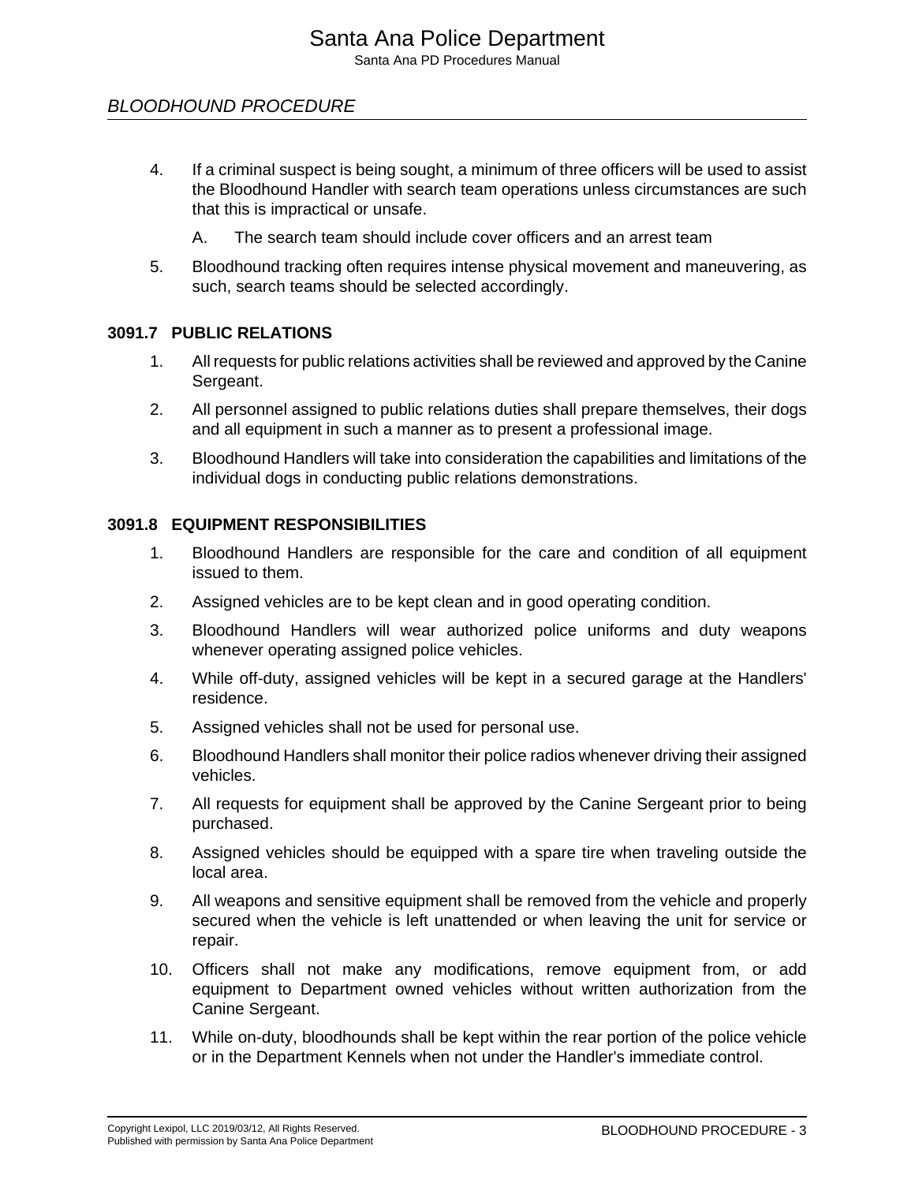4. If a criminal suspect is being sought, a minimum of three officers will be used to assist the Bloodhound Handler with search team operations unless circumstances are such that this is impractical or unsafe.

    A. The search team should include cover officers and an arrest team

5. Bloodhound tracking often requires intense physical movement and maneuvering, as such, search teams should be selected accordingly.

### 3091.7 PUBLIC RELATIONS

1. All requests for public relations activities shall be reviewed and approved by the Canine Sergeant.
2. All personnel assigned to public relations duties shall prepare themselves, their dogs and all equipment in such a manner as to present a professional image.
3. Bloodhound Handlers will take into consideration the capabilities and limitations of the individual dogs in conducting public relations demonstrations.

### 3091.8 EQUIPMENT RESPONSIBILITIES

1. Bloodhound Handlers are responsible for the care and condition of all equipment issued to them.
2. Assigned vehicles are to be kept clean and in good operating condition.
3. Bloodhound Handlers will wear authorized police uniforms and duty weapons whenever operating assigned police vehicles.
4. While off-duty, assigned vehicles will be kept in a secured garage at the Handlers' residence.
5. Assigned vehicles shall not be used for personal use.
6. Bloodhound Handlers shall monitor their police radios whenever driving their assigned vehicles.
7. All requests for equipment shall be approved by the Canine Sergeant prior to being purchased.
8. Assigned vehicles should be equipped with a spare tire when traveling outside the local area.
9. All weapons and sensitive equipment shall be removed from the vehicle and properly secured when the vehicle is left unattended or when leaving the unit for service or repair.
10. Officers shall not make any modifications, remove equipment from, or add equipment to Department owned vehicles without written authorization from the Canine Sergeant.
11. While on-duty, bloodhounds shall be kept within the rear portion of the police vehicle or in the Department Kennels when not under the Handler's immediate control.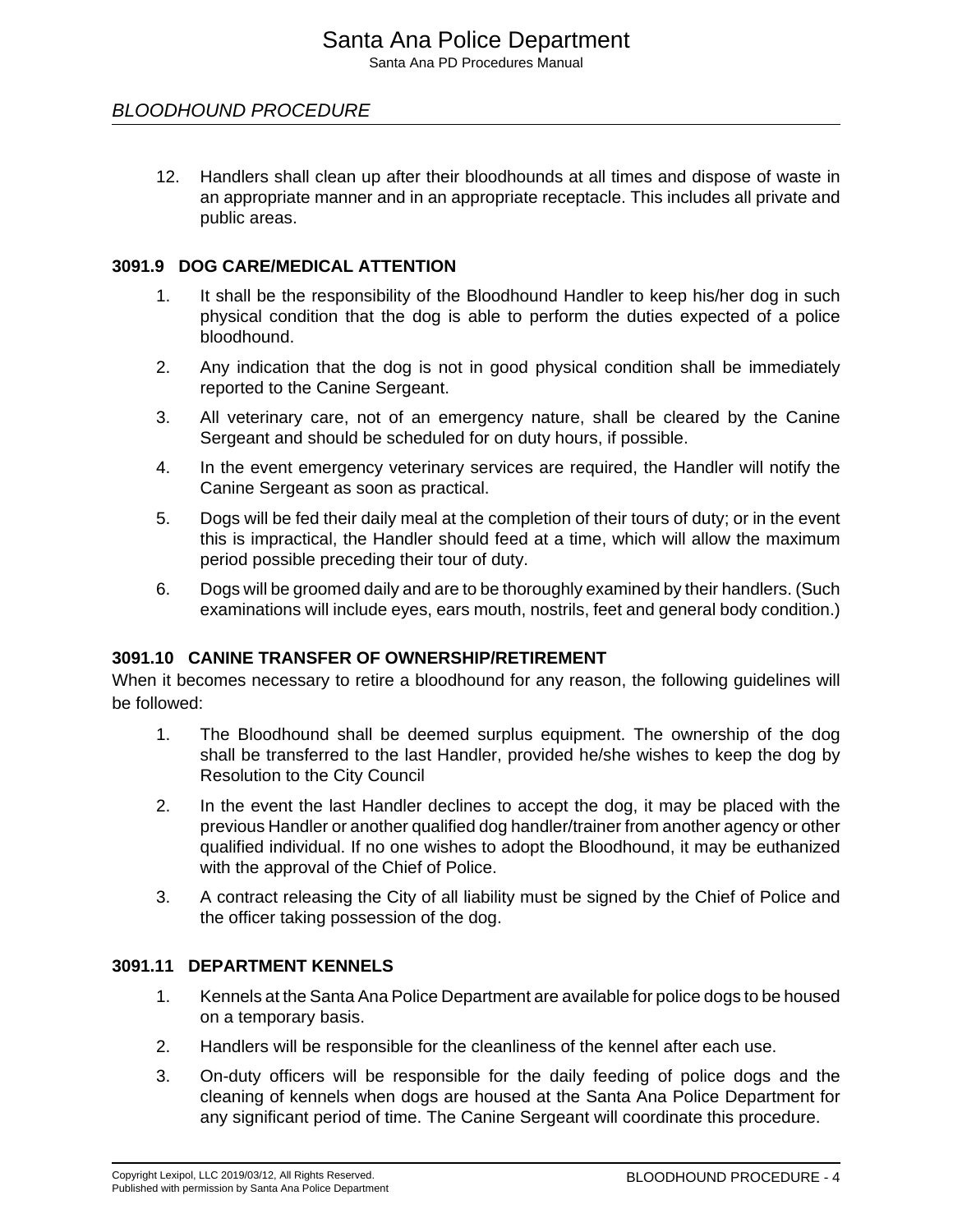## BLOODHOUND PROCEDURE

12. Handlers shall clean up after their bloodhounds at all times and dispose of waste in an appropriate manner and in an appropriate receptacle. This includes all private and public areas.

### 3091.9 DOG CARE/MEDICAL ATTENTION

1. It shall be the responsibility of the Bloodhound Handler to keep his/her dog in such physical condition that the dog is able to perform the duties expected of a police bloodhound.
2. Any indication that the dog is not in good physical condition shall be immediately reported to the Canine Sergeant.
3. All veterinary care, not of an emergency nature, shall be cleared by the Canine Sergeant and should be scheduled for on duty hours, if possible.
4. In the event emergency veterinary services are required, the Handler will notify the Canine Sergeant as soon as practical.
5. Dogs will be fed their daily meal at the completion of their tours of duty; or in the event this is impractical, the Handler should feed at a time, which will allow the maximum period possible preceding their tour of duty.
6. Dogs will be groomed daily and are to be thoroughly examined by their handlers. (Such examinations will include eyes, ears mouth, nostrils, feet and general body condition.)

### 3091.10 CANINE TRANSFER OF OWNERSHIP/RETIREMENT

When it becomes necessary to retire a bloodhound for any reason, the following guidelines will be followed:

1. The Bloodhound shall be deemed surplus equipment. The ownership of the dog shall be transferred to the last Handler, provided he/she wishes to keep the dog by Resolution to the City Council
2. In the event the last Handler declines to accept the dog, it may be placed with the previous Handler or another qualified dog handler/trainer from another agency or other qualified individual. If no one wishes to adopt the Bloodhound, it may be euthanized with the approval of the Chief of Police.
3. A contract releasing the City of all liability must be signed by the Chief of Police and the officer taking possession of the dog.

### 3091.11 DEPARTMENT KENNELS

1. Kennels at the Santa Ana Police Department are available for police dogs to be housed on a temporary basis.
2. Handlers will be responsible for the cleanliness of the kennel after each use.
3. On-duty officers will be responsible for the daily feeding of police dogs and the cleaning of kennels when dogs are housed at the Santa Ana Police Department for any significant period of time. The Canine Sergeant will coordinate this procedure.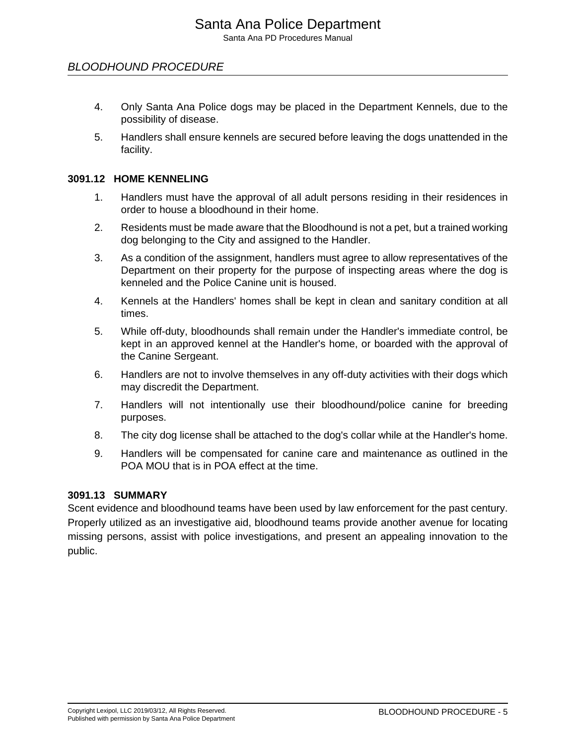4. Only Santa Ana Police dogs may be placed in the Department Kennels, due to the possibility of disease.

5. Handlers shall ensure kennels are secured before leaving the dogs unattended in the facility.

## 3091.12 HOME KENNELING

1. Handlers must have the approval of all adult persons residing in their residences in order to house a bloodhound in their home.

2. Residents must be made aware that the Bloodhound is not a pet, but a trained working dog belonging to the City and assigned to the Handler.

3. As a condition of the assignment, handlers must agree to allow representatives of the Department on their property for the purpose of inspecting areas where the dog is kenneled and the Police Canine unit is housed.

4. Kennels at the Handlers' homes shall be kept in clean and sanitary condition at all times.

5. While off-duty, bloodhounds shall remain under the Handler's immediate control, be kept in an approved kennel at the Handler's home, or boarded with the approval of the Canine Sergeant.

6. Handlers are not to involve themselves in any off-duty activities with their dogs which may discredit the Department.

7. Handlers will not intentionally use their bloodhound/police canine for breeding purposes.

8. The city dog license shall be attached to the dog's collar while at the Handler's home.

9. Handlers will be compensated for canine care and maintenance as outlined in the POA MOU that is in POA effect at the time.

## 3091.13 SUMMARY

Scent evidence and bloodhound teams have been used by law enforcement for the past century. Properly utilized as an investigative aid, bloodhound teams provide another avenue for locating missing persons, assist with police investigations, and present an appealing innovation to the public.